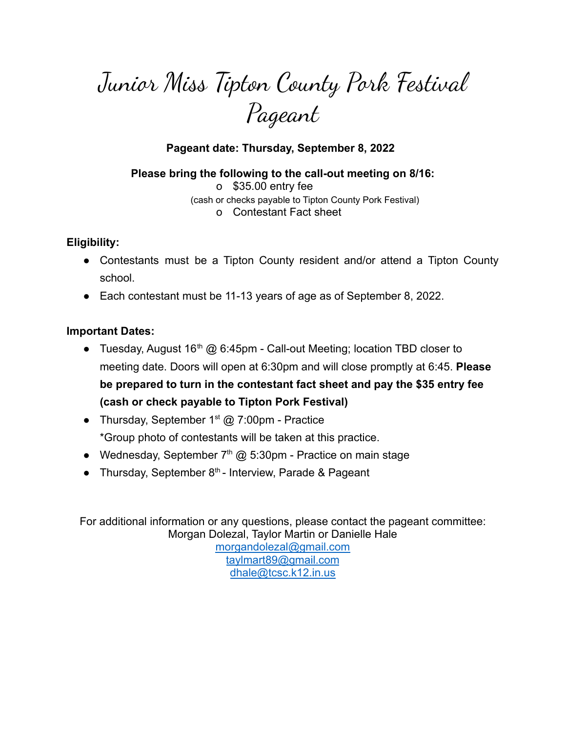# Junior Miss Tipton County Pork Festival Pageant

**Pageant date: Thursday, September 8, 2022**

**Please bring the following to the call-out meeting on 8/16:**

- $35.00 entry fee
  (cash or checks payable to Tipton County Pork Festival)
- Contestant Fact sheet

**Eligibility:**

- Contestants must be a Tipton County resident and/or attend a Tipton County school.
- Each contestant must be 11-13 years of age as of September 8, 2022.

**Important Dates:**

- Tuesday, August 16th @ 6:45pm - Call-out Meeting; location TBD closer to meeting date. Doors will open at 6:30pm and will close promptly at 6:45. **Please be prepared to turn in the contestant fact sheet and pay the $35 entry fee (cash or check payable to Tipton Pork Festival)**
- Thursday, September 1st @ 7:00pm - Practice
  *Group photo of contestants will be taken at this practice.
- Wednesday, September 7th @ 5:30pm - Practice on main stage
- Thursday, September 8th - Interview, Parade & Pageant

For additional information or any questions, please contact the pageant committee:
Morgan Dolezal, Taylor Martin or Danielle Hale
morgandolezal@gmail.com
taylmart89@gmail.com
dhale@tcsc.k12.in.us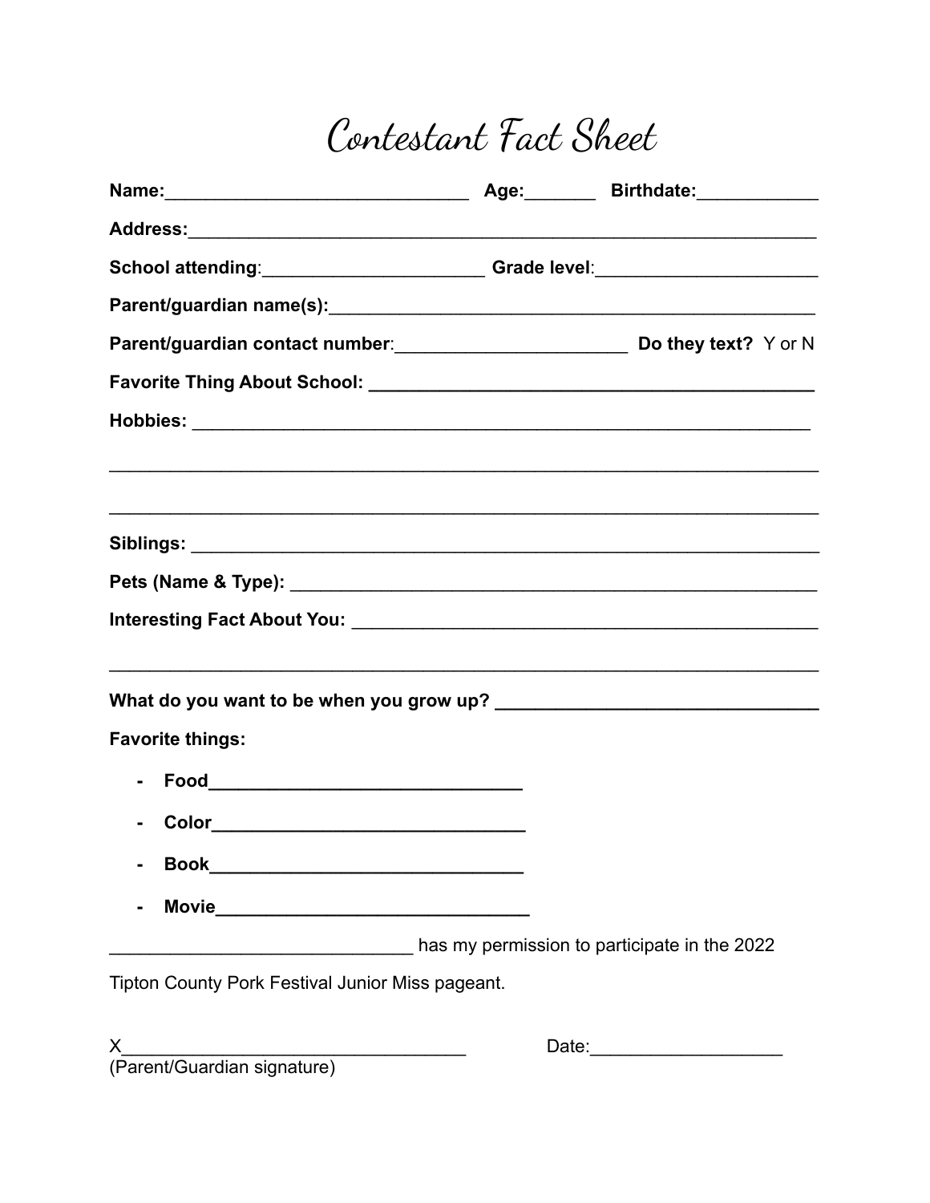# Contestant Fact Sheet

**Name:**______________________________ **Age:**_______ **Birthdate:**____________

**Address:**________________________________________________________________

**School attending**:______________________ **Grade level**:______________________

**Parent/guardian name(s):**________________________________________________

**Parent/guardian contact number**:_______________________ **Do they text?** Y or N

**Favorite Thing About School:** ____________________________________________

**Hobbies:** ______________________________________________________________

_______________________________________________________________________

_______________________________________________________________________

**Siblings:** ______________________________________________________________

**Pets (Name & Type):** ____________________________________________________

**Interesting Fact About You:** ______________________________________________

_______________________________________________________________________

**What do you want to be when you grow up?** ________________________________

**Favorite things:**

- **Food**_______________________________
- **Color**_______________________________
- **Book**_______________________________
- **Movie**_______________________________

______________________________ has my permission to participate in the 2022 Tipton County Pork Festival Junior Miss pageant.

X___________________________________ Date:___________________

(Parent/Guardian signature)